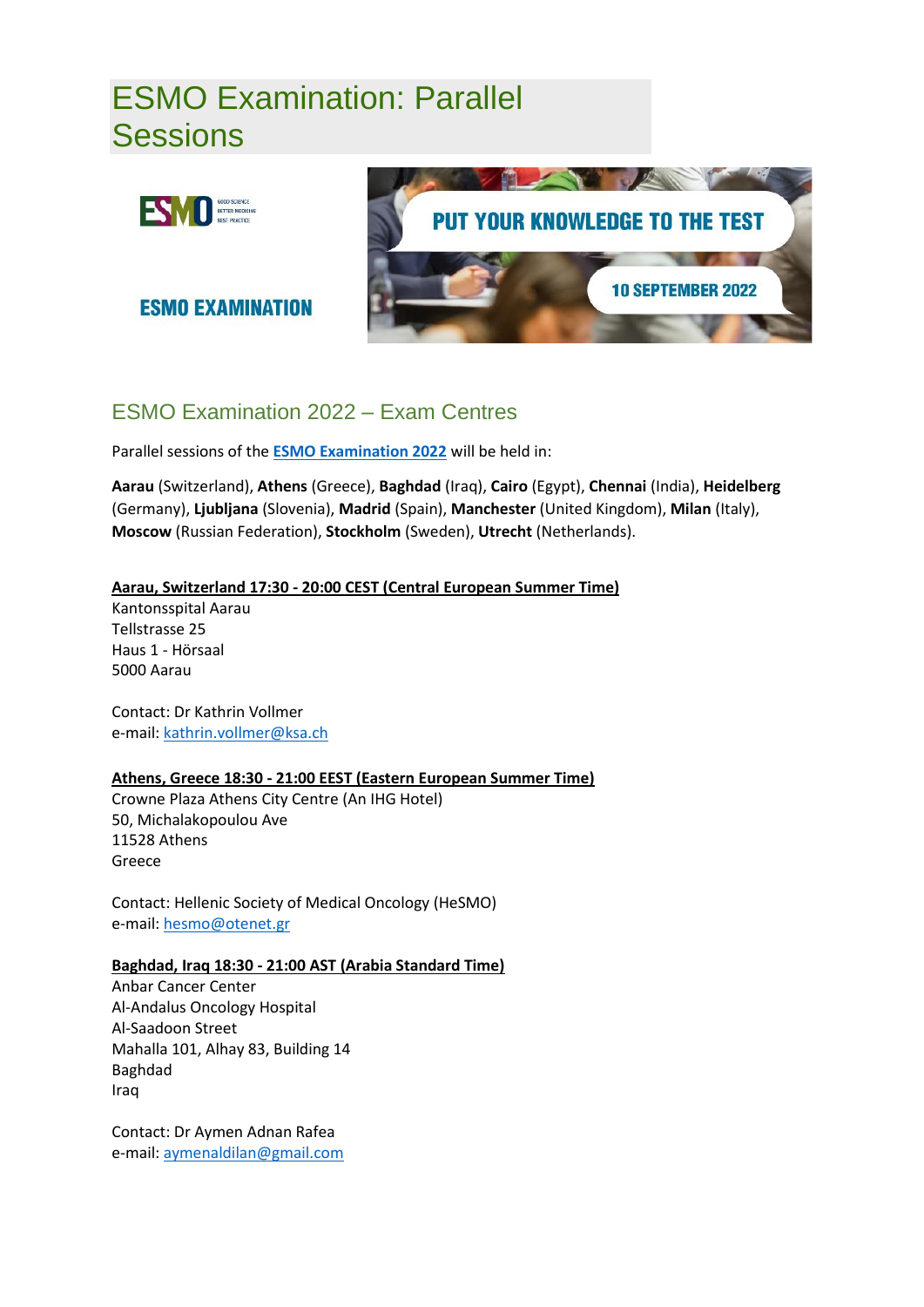# ESMO Examination: Parallel Sessions

ESMO EXAMINATION

PUT YOUR KNOWLEDGE TO THE TEST

10 SEPTEMBER 2022

## ESMO Examination 2022 – Exam Centres

Parallel sessions of the **ESMO Examination 2022** will be held in:

**Aarau** (Switzerland), **Athens** (Greece), **Baghdad** (Iraq), **Cairo** (Egypt), **Chennai** (India), **Heidelberg** (Germany), **Ljubljana** (Slovenia), **Madrid** (Spain), **Manchester** (United Kingdom), **Milan** (Italy), **Moscow** (Russian Federation), **Stockholm** (Sweden), **Utrecht** (Netherlands).

**Aarau, Switzerland 17:30 - 20:00 CEST (Central European Summer Time)**
Kantonsspital Aarau
Tellstrasse 25
Haus 1 - Hörsaal
5000 Aarau

Contact: Dr Kathrin Vollmer
e-mail: kathrin.vollmer@ksa.ch

**Athens, Greece 18:30 - 21:00 EEST (Eastern European Summer Time)**
Crowne Plaza Athens City Centre (An IHG Hotel)
50, Michalakopoulou Ave
11528 Athens
Greece

Contact: Hellenic Society of Medical Oncology (HeSMO)
e-mail: hesmo@otenet.gr

**Baghdad, Iraq 18:30 - 21:00 AST (Arabia Standard Time)**
Anbar Cancer Center
Al-Andalus Oncology Hospital
Al-Saadoon Street
Mahalla 101, Alhay 83, Building 14
Baghdad
Iraq

Contact: Dr Aymen Adnan Rafea
e-mail: aymenaldilan@gmail.com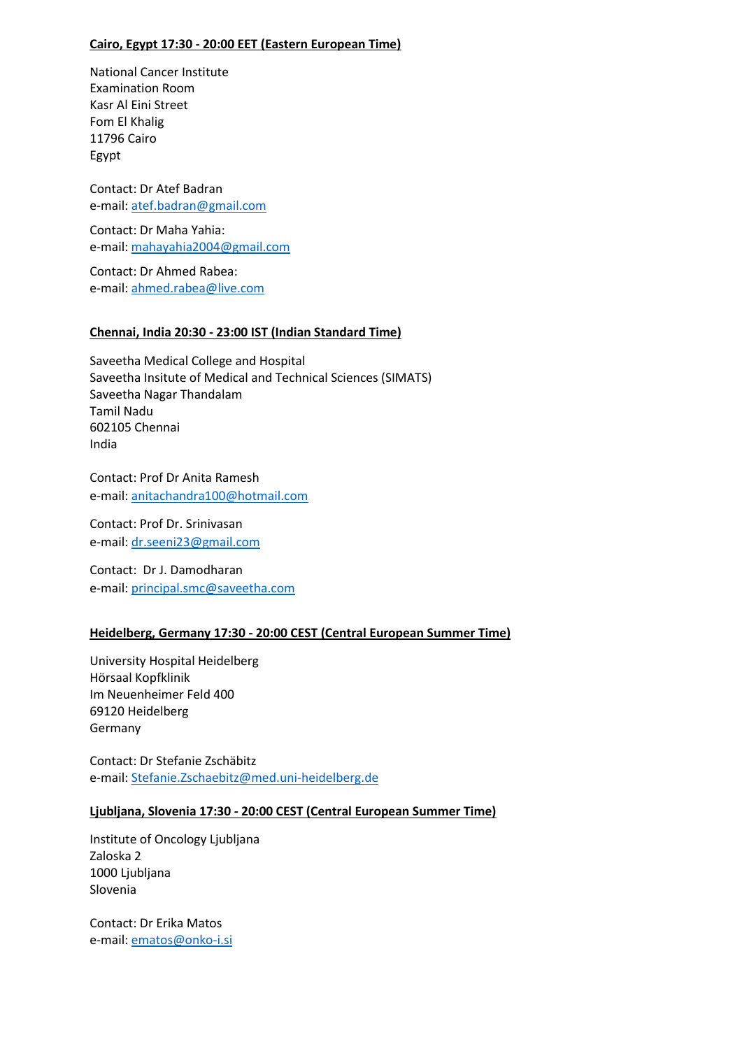**Cairo, Egypt 17:30 - 20:00 EET (Eastern European Time)**

National Cancer Institute
Examination Room
Kasr Al Eini Street
Fom El Khalig
11796 Cairo
Egypt

Contact: Dr Atef Badran
e-mail: atef.badran@gmail.com

Contact: Dr Maha Yahia:
e-mail: mahayahia2004@gmail.com

Contact: Dr Ahmed Rabea:
e-mail: ahmed.rabea@live.com

**Chennai, India 20:30 - 23:00 IST (Indian Standard Time)**

Saveetha Medical College and Hospital
Saveetha Insitute of Medical and Technical Sciences (SIMATS)
Saveetha Nagar Thandalam
Tamil Nadu
602105 Chennai
India

Contact: Prof Dr Anita Ramesh
e-mail: anitachandra100@hotmail.com

Contact: Prof Dr. Srinivasan
e-mail: dr.seeni23@gmail.com

Contact: Dr J. Damodharan
e-mail: principal.smc@saveetha.com

**Heidelberg, Germany 17:30 - 20:00 CEST (Central European Summer Time)**

University Hospital Heidelberg
Hörsaal Kopfklinik
Im Neuenheimer Feld 400
69120 Heidelberg
Germany

Contact: Dr Stefanie Zschäbitz
e-mail: Stefanie.Zschaebitz@med.uni-heidelberg.de

**Ljubljana, Slovenia 17:30 - 20:00 CEST (Central European Summer Time)**

Institute of Oncology Ljubljana
Zaloska 2
1000 Ljubljana
Slovenia

Contact: Dr Erika Matos
e-mail: ematos@onko-i.si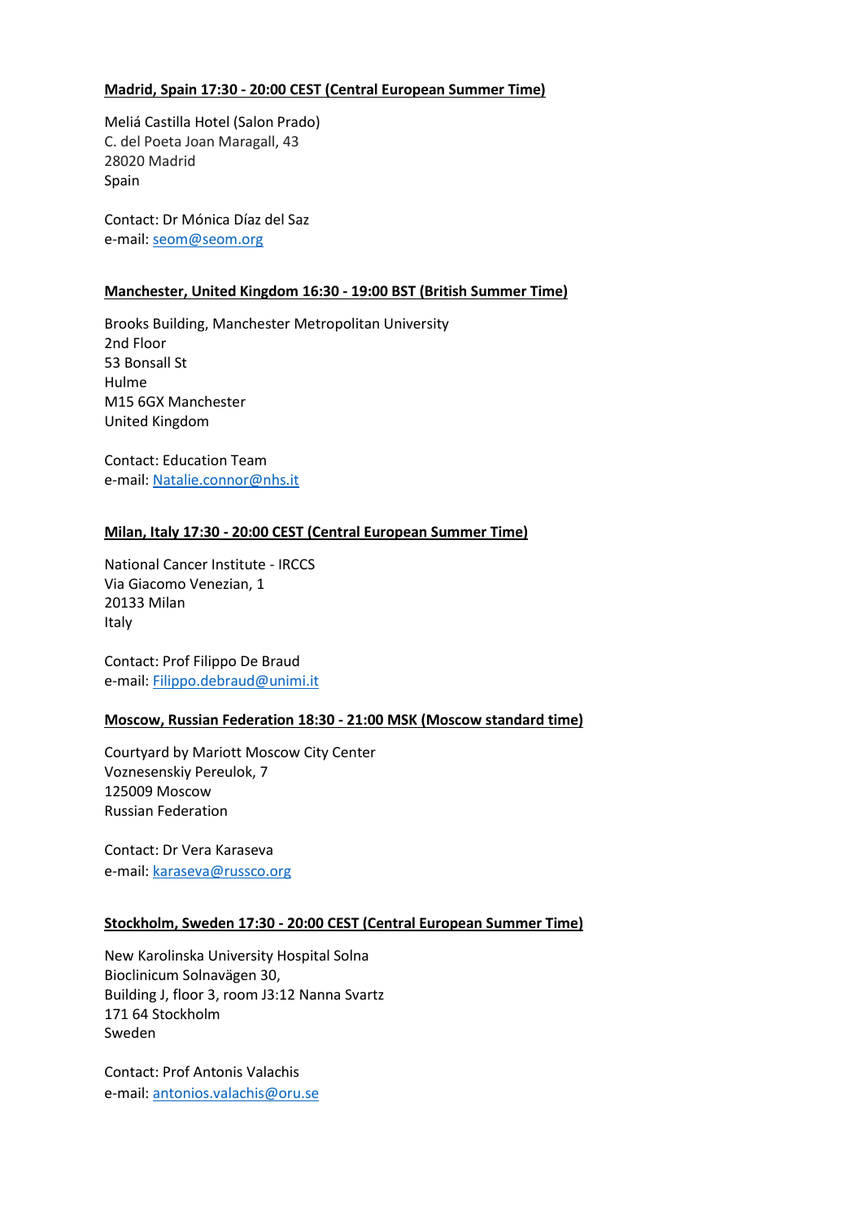**Madrid, Spain 17:30 - 20:00 CEST (Central European Summer Time)**

Meliá Castilla Hotel (Salon Prado)
C. del Poeta Joan Maragall, 43
28020 Madrid
Spain

Contact: Dr Mónica Díaz del Saz
e-mail: seom@seom.org

**Manchester, United Kingdom 16:30 - 19:00 BST (British Summer Time)**

Brooks Building, Manchester Metropolitan University
2nd Floor
53 Bonsall St
Hulme
M15 6GX Manchester
United Kingdom

Contact: Education Team
e-mail: Natalie.connor@nhs.it

**Milan, Italy 17:30 - 20:00 CEST (Central European Summer Time)**

National Cancer Institute - IRCCS
Via Giacomo Venezian, 1
20133 Milan
Italy

Contact: Prof Filippo De Braud
e-mail: Filippo.debraud@unimi.it

**Moscow, Russian Federation 18:30 - 21:00 MSK (Moscow standard time)**

Courtyard by Mariott Moscow City Center
Voznesenskiy Pereulok, 7
125009 Moscow
Russian Federation

Contact: Dr Vera Karaseva
e-mail: karaseva@russco.org

**Stockholm, Sweden 17:30 - 20:00 CEST (Central European Summer Time)**

New Karolinska University Hospital Solna
Bioclinicum Solnavägen 30,
Building J, floor 3, room J3:12 Nanna Svartz
171 64 Stockholm
Sweden

Contact: Prof Antonis Valachis
e-mail: antonios.valachis@oru.se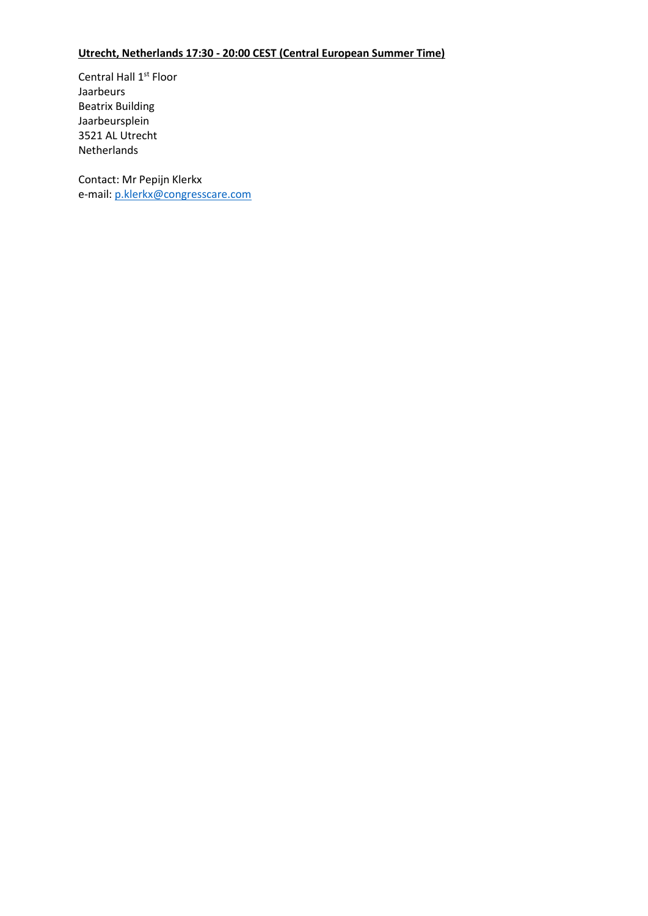**Utrecht, Netherlands 17:30 - 20:00 CEST (Central European Summer Time)**

Central Hall 1st Floor
Jaarbeurs
Beatrix Building
Jaarbeursplein
3521 AL Utrecht
Netherlands

Contact: Mr Pepijn Klerkx
e-mail: p.klerkx@congresscare.com